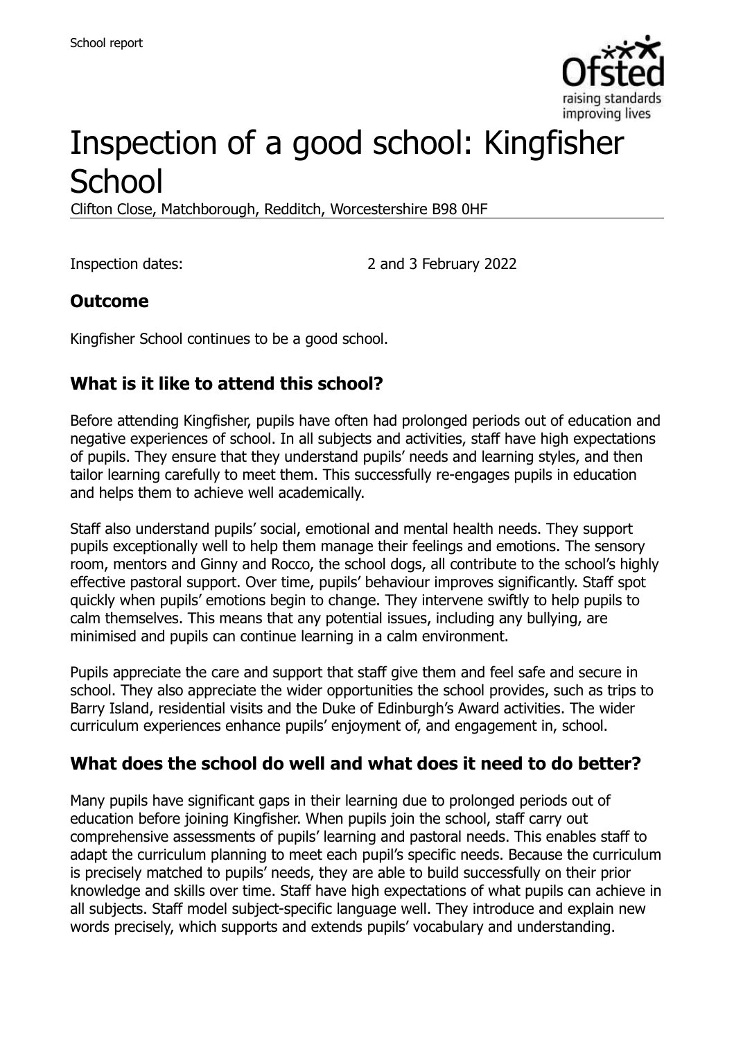# Inspection of a good school: Kingfisher School

Clifton Close, Matchborough, Redditch, Worcestershire B98 0HF

Inspection dates: 2 and 3 February 2022

## Outcome

Kingfisher School continues to be a good school.

## What is it like to attend this school?

Before attending Kingfisher, pupils have often had prolonged periods out of education and negative experiences of school. In all subjects and activities, staff have high expectations of pupils. They ensure that they understand pupils' needs and learning styles, and then tailor learning carefully to meet them. This successfully re-engages pupils in education and helps them to achieve well academically.

Staff also understand pupils' social, emotional and mental health needs. They support pupils exceptionally well to help them manage their feelings and emotions. The sensory room, mentors and Ginny and Rocco, the school dogs, all contribute to the school's highly effective pastoral support. Over time, pupils' behaviour improves significantly. Staff spot quickly when pupils' emotions begin to change. They intervene swiftly to help pupils to calm themselves. This means that any potential issues, including any bullying, are minimised and pupils can continue learning in a calm environment.

Pupils appreciate the care and support that staff give them and feel safe and secure in school. They also appreciate the wider opportunities the school provides, such as trips to Barry Island, residential visits and the Duke of Edinburgh's Award activities. The wider curriculum experiences enhance pupils' enjoyment of, and engagement in, school.

## What does the school do well and what does it need to do better?

Many pupils have significant gaps in their learning due to prolonged periods out of education before joining Kingfisher. When pupils join the school, staff carry out comprehensive assessments of pupils' learning and pastoral needs. This enables staff to adapt the curriculum planning to meet each pupil's specific needs. Because the curriculum is precisely matched to pupils' needs, they are able to build successfully on their prior knowledge and skills over time. Staff have high expectations of what pupils can achieve in all subjects. Staff model subject-specific language well. They introduce and explain new words precisely, which supports and extends pupils' vocabulary and understanding.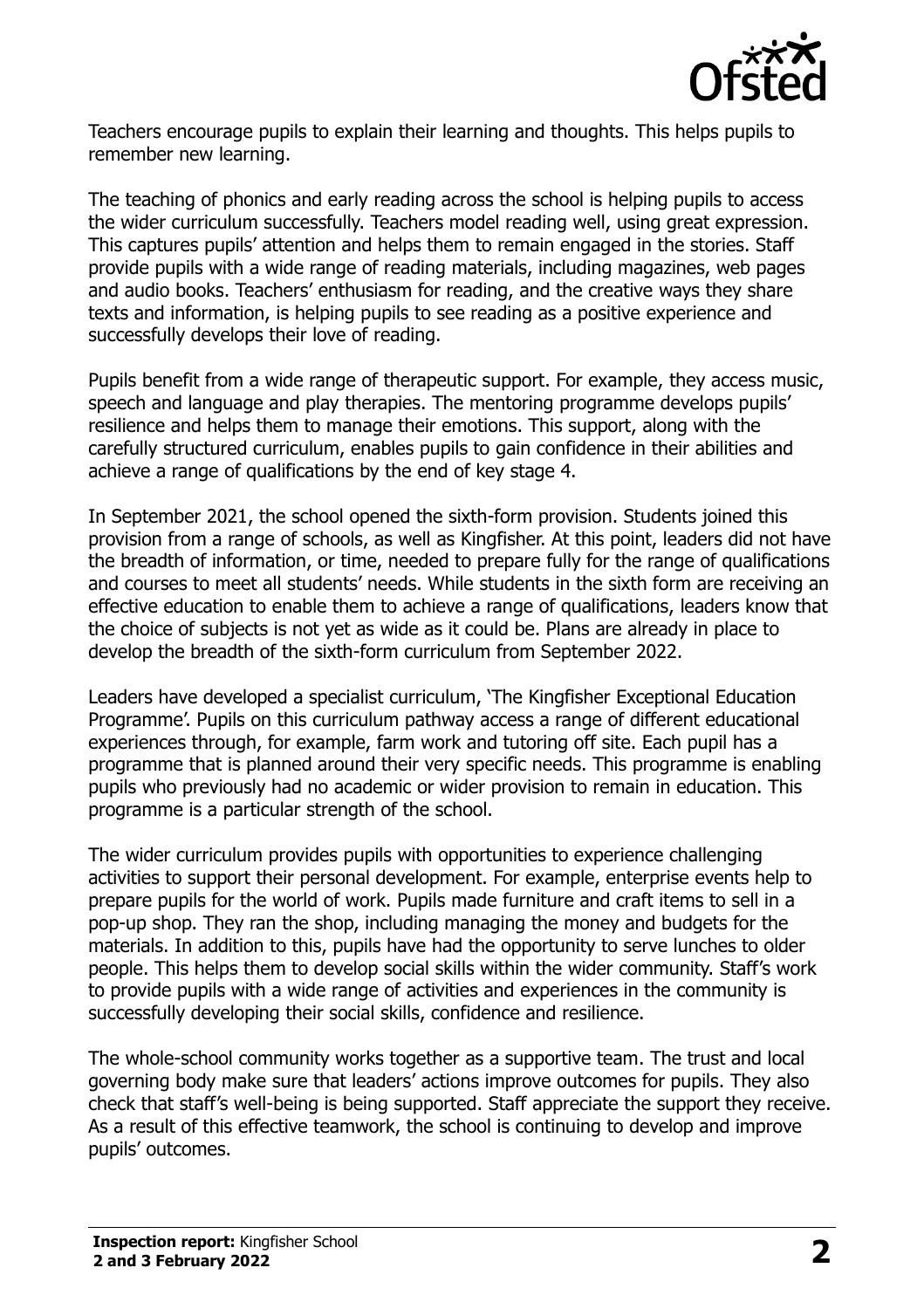Teachers encourage pupils to explain their learning and thoughts. This helps pupils to remember new learning.

The teaching of phonics and early reading across the school is helping pupils to access the wider curriculum successfully. Teachers model reading well, using great expression. This captures pupils' attention and helps them to remain engaged in the stories. Staff provide pupils with a wide range of reading materials, including magazines, web pages and audio books. Teachers' enthusiasm for reading, and the creative ways they share texts and information, is helping pupils to see reading as a positive experience and successfully develops their love of reading.

Pupils benefit from a wide range of therapeutic support. For example, they access music, speech and language and play therapies. The mentoring programme develops pupils' resilience and helps them to manage their emotions. This support, along with the carefully structured curriculum, enables pupils to gain confidence in their abilities and achieve a range of qualifications by the end of key stage 4.

In September 2021, the school opened the sixth-form provision. Students joined this provision from a range of schools, as well as Kingfisher. At this point, leaders did not have the breadth of information, or time, needed to prepare fully for the range of qualifications and courses to meet all students' needs. While students in the sixth form are receiving an effective education to enable them to achieve a range of qualifications, leaders know that the choice of subjects is not yet as wide as it could be. Plans are already in place to develop the breadth of the sixth-form curriculum from September 2022.

Leaders have developed a specialist curriculum, 'The Kingfisher Exceptional Education Programme'. Pupils on this curriculum pathway access a range of different educational experiences through, for example, farm work and tutoring off site. Each pupil has a programme that is planned around their very specific needs. This programme is enabling pupils who previously had no academic or wider provision to remain in education. This programme is a particular strength of the school.

The wider curriculum provides pupils with opportunities to experience challenging activities to support their personal development. For example, enterprise events help to prepare pupils for the world of work. Pupils made furniture and craft items to sell in a pop-up shop. They ran the shop, including managing the money and budgets for the materials. In addition to this, pupils have had the opportunity to serve lunches to older people. This helps them to develop social skills within the wider community. Staff's work to provide pupils with a wide range of activities and experiences in the community is successfully developing their social skills, confidence and resilience.

The whole-school community works together as a supportive team. The trust and local governing body make sure that leaders' actions improve outcomes for pupils. They also check that staff's well-being is being supported. Staff appreciate the support they receive. As a result of this effective teamwork, the school is continuing to develop and improve pupils' outcomes.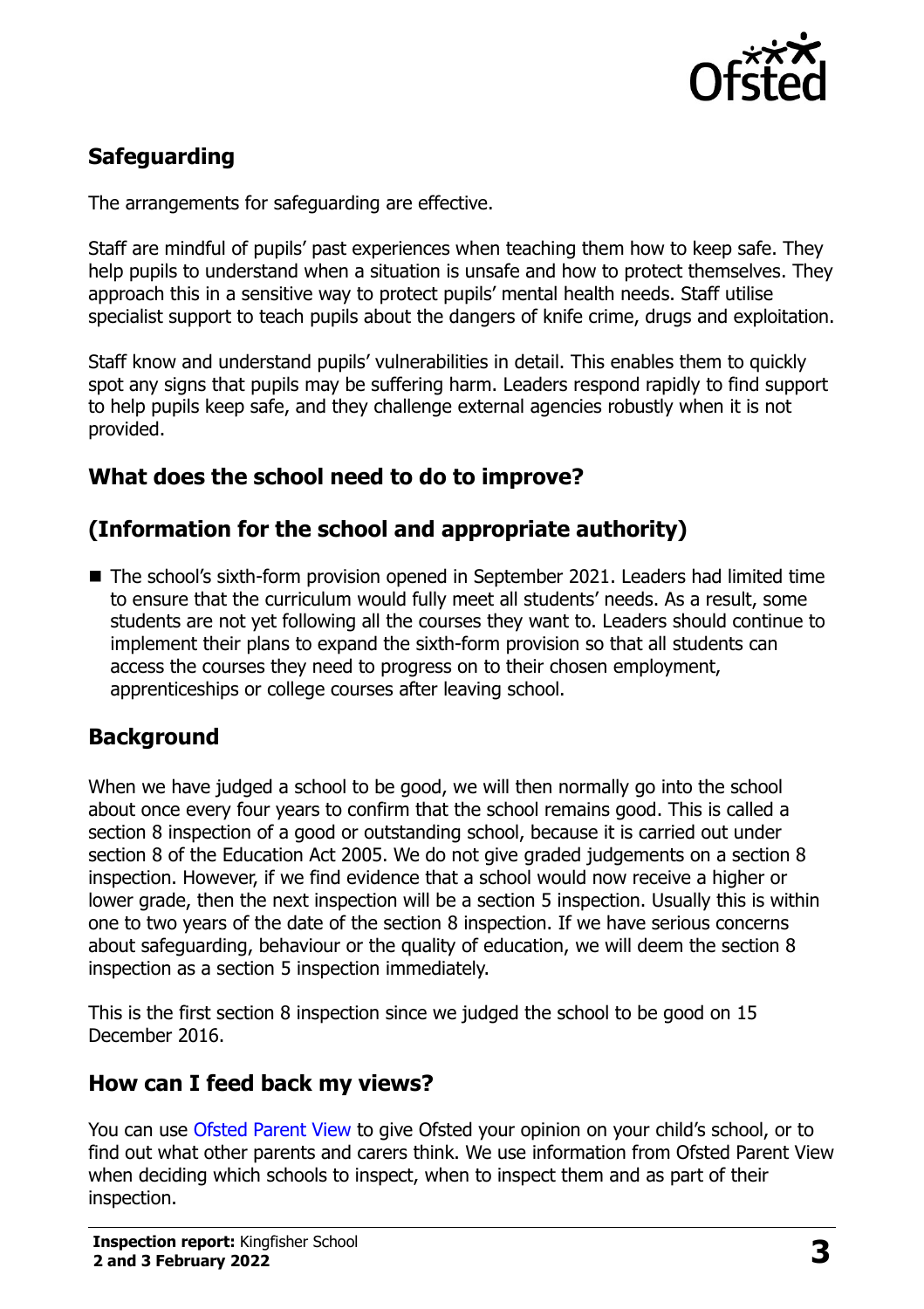## Safeguarding

The arrangements for safeguarding are effective.

Staff are mindful of pupils' past experiences when teaching them how to keep safe. They help pupils to understand when a situation is unsafe and how to protect themselves. They approach this in a sensitive way to protect pupils' mental health needs. Staff utilise specialist support to teach pupils about the dangers of knife crime, drugs and exploitation.

Staff know and understand pupils' vulnerabilities in detail. This enables them to quickly spot any signs that pupils may be suffering harm. Leaders respond rapidly to find support to help pupils keep safe, and they challenge external agencies robustly when it is not provided.

## What does the school need to do to improve?

## (Information for the school and appropriate authority)

- The school's sixth-form provision opened in September 2021. Leaders had limited time to ensure that the curriculum would fully meet all students' needs. As a result, some students are not yet following all the courses they want to. Leaders should continue to implement their plans to expand the sixth-form provision so that all students can access the courses they need to progress on to their chosen employment, apprenticeships or college courses after leaving school.

## Background

When we have judged a school to be good, we will then normally go into the school about once every four years to confirm that the school remains good. This is called a section 8 inspection of a good or outstanding school, because it is carried out under section 8 of the Education Act 2005. We do not give graded judgements on a section 8 inspection. However, if we find evidence that a school would now receive a higher or lower grade, then the next inspection will be a section 5 inspection. Usually this is within one to two years of the date of the section 8 inspection. If we have serious concerns about safeguarding, behaviour or the quality of education, we will deem the section 8 inspection as a section 5 inspection immediately.

This is the first section 8 inspection since we judged the school to be good on 15 December 2016.

## How can I feed back my views?

You can use Ofsted Parent View to give Ofsted your opinion on your child's school, or to find out what other parents and carers think. We use information from Ofsted Parent View when deciding which schools to inspect, when to inspect them and as part of their inspection.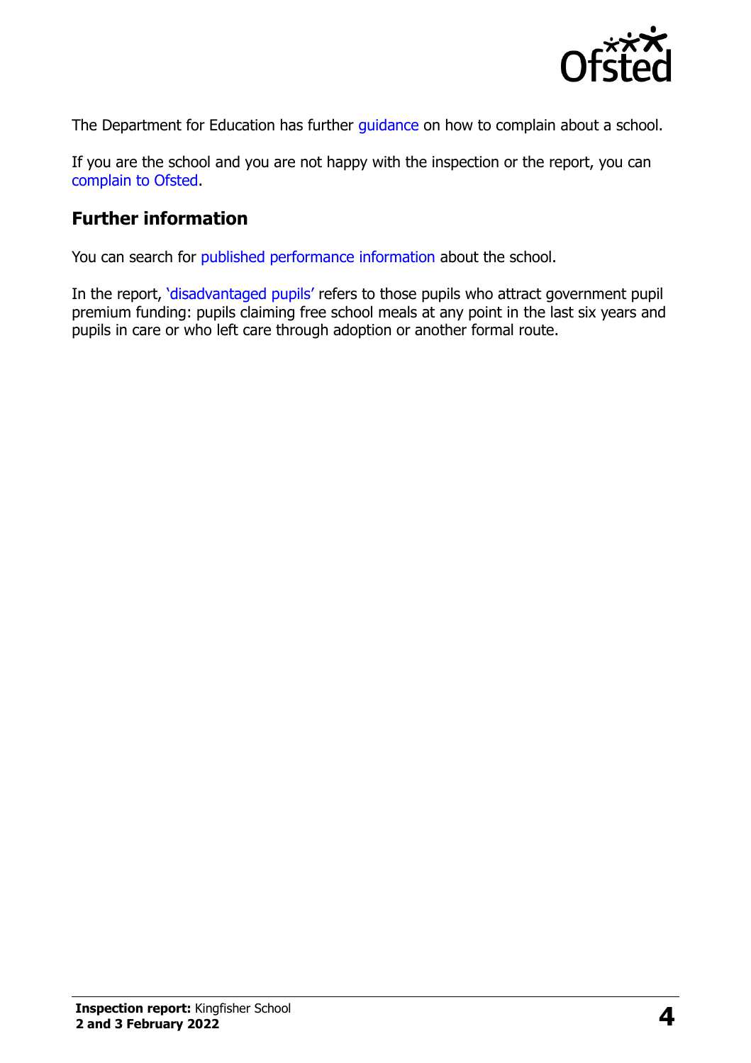The Department for Education has further guidance on how to complain about a school.

If you are the school and you are not happy with the inspection or the report, you can complain to Ofsted.

## Further information

You can search for published performance information about the school.

In the report, 'disadvantaged pupils' refers to those pupils who attract government pupil premium funding: pupils claiming free school meals at any point in the last six years and pupils in care or who left care through adoption or another formal route.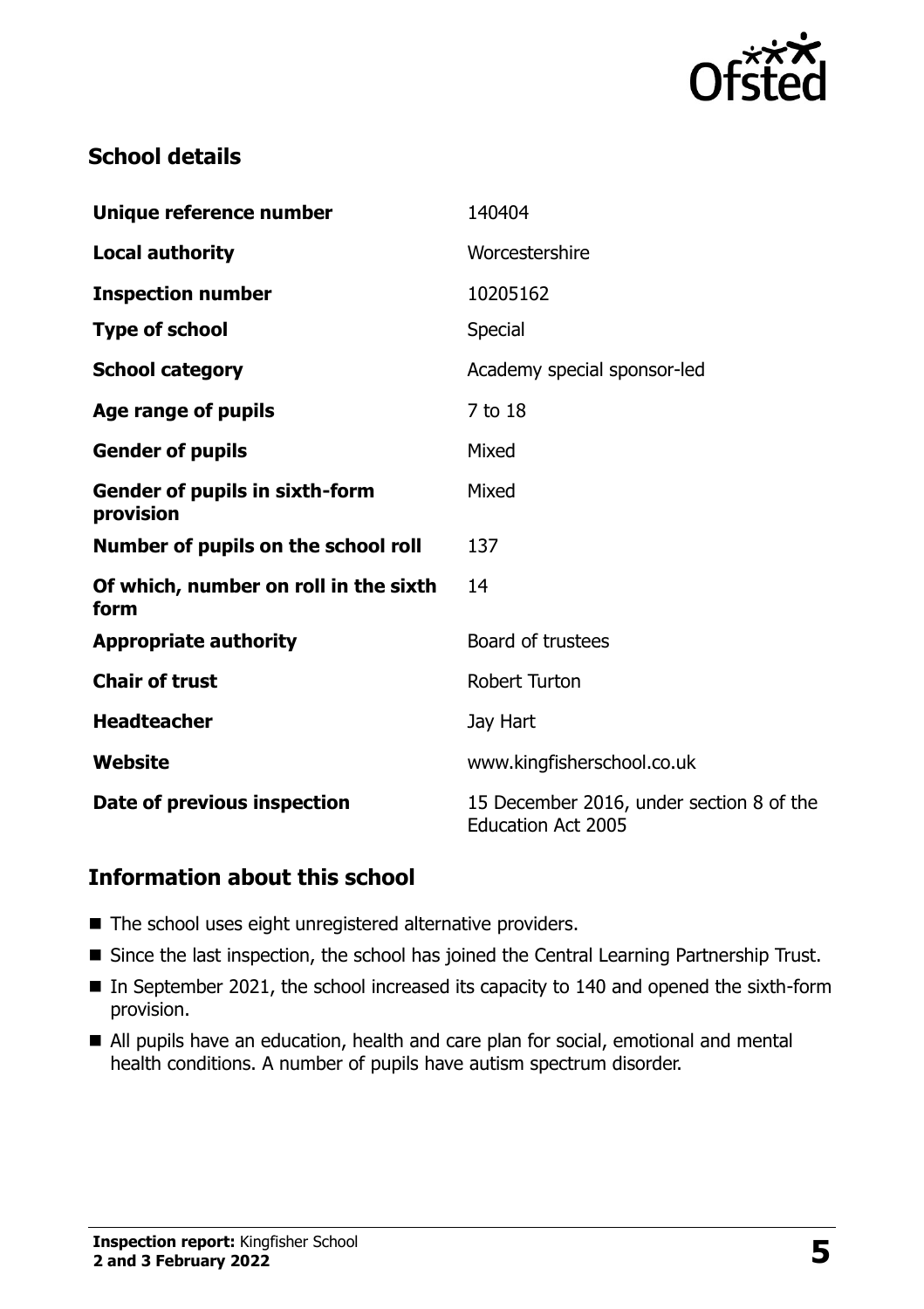## School details

| | |
|---|---|
| **Unique reference number** | 140404 |
| **Local authority** | Worcestershire |
| **Inspection number** | 10205162 |
| **Type of school** | Special |
| **School category** | Academy special sponsor-led |
| **Age range of pupils** | 7 to 18 |
| **Gender of pupils** | Mixed |
| **Gender of pupils in sixth-form provision** | Mixed |
| **Number of pupils on the school roll** | 137 |
| **Of which, number on roll in the sixth form** | 14 |
| **Appropriate authority** | Board of trustees |
| **Chair of trust** | Robert Turton |
| **Headteacher** | Jay Hart |
| **Website** | www.kingfisherschool.co.uk |
| **Date of previous inspection** | 15 December 2016, under section 8 of the Education Act 2005 |

## Information about this school

- The school uses eight unregistered alternative providers.
- Since the last inspection, the school has joined the Central Learning Partnership Trust.
- In September 2021, the school increased its capacity to 140 and opened the sixth-form provision.
- All pupils have an education, health and care plan for social, emotional and mental health conditions. A number of pupils have autism spectrum disorder.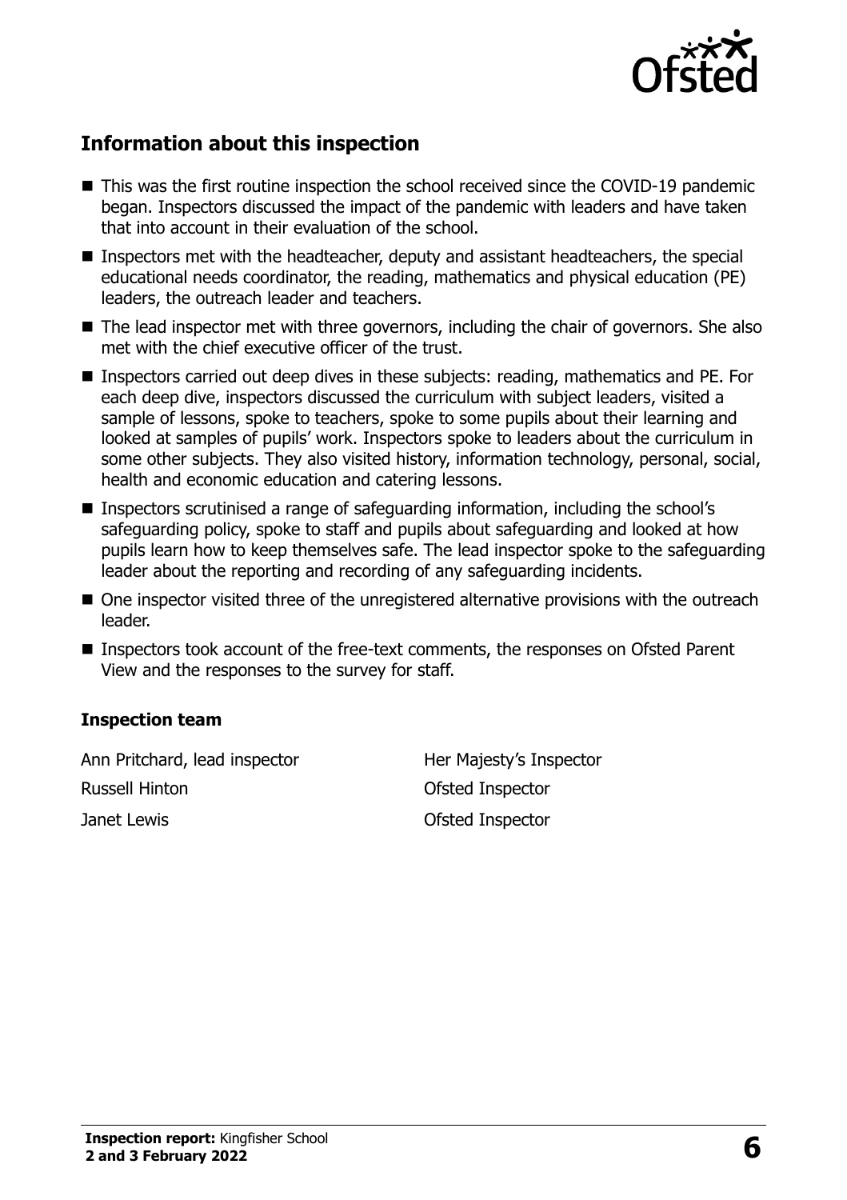## Information about this inspection

- This was the first routine inspection the school received since the COVID-19 pandemic began. Inspectors discussed the impact of the pandemic with leaders and have taken that into account in their evaluation of the school.
- Inspectors met with the headteacher, deputy and assistant headteachers, the special educational needs coordinator, the reading, mathematics and physical education (PE) leaders, the outreach leader and teachers.
- The lead inspector met with three governors, including the chair of governors. She also met with the chief executive officer of the trust.
- Inspectors carried out deep dives in these subjects: reading, mathematics and PE. For each deep dive, inspectors discussed the curriculum with subject leaders, visited a sample of lessons, spoke to teachers, spoke to some pupils about their learning and looked at samples of pupils' work. Inspectors spoke to leaders about the curriculum in some other subjects. They also visited history, information technology, personal, social, health and economic education and catering lessons.
- Inspectors scrutinised a range of safeguarding information, including the school's safeguarding policy, spoke to staff and pupils about safeguarding and looked at how pupils learn how to keep themselves safe. The lead inspector spoke to the safeguarding leader about the reporting and recording of any safeguarding incidents.
- One inspector visited three of the unregistered alternative provisions with the outreach leader.
- Inspectors took account of the free-text comments, the responses on Ofsted Parent View and the responses to the survey for staff.

### Inspection team

| | |
|---|---|
| Ann Pritchard, lead inspector | Her Majesty's Inspector |
| Russell Hinton | Ofsted Inspector |
| Janet Lewis | Ofsted Inspector |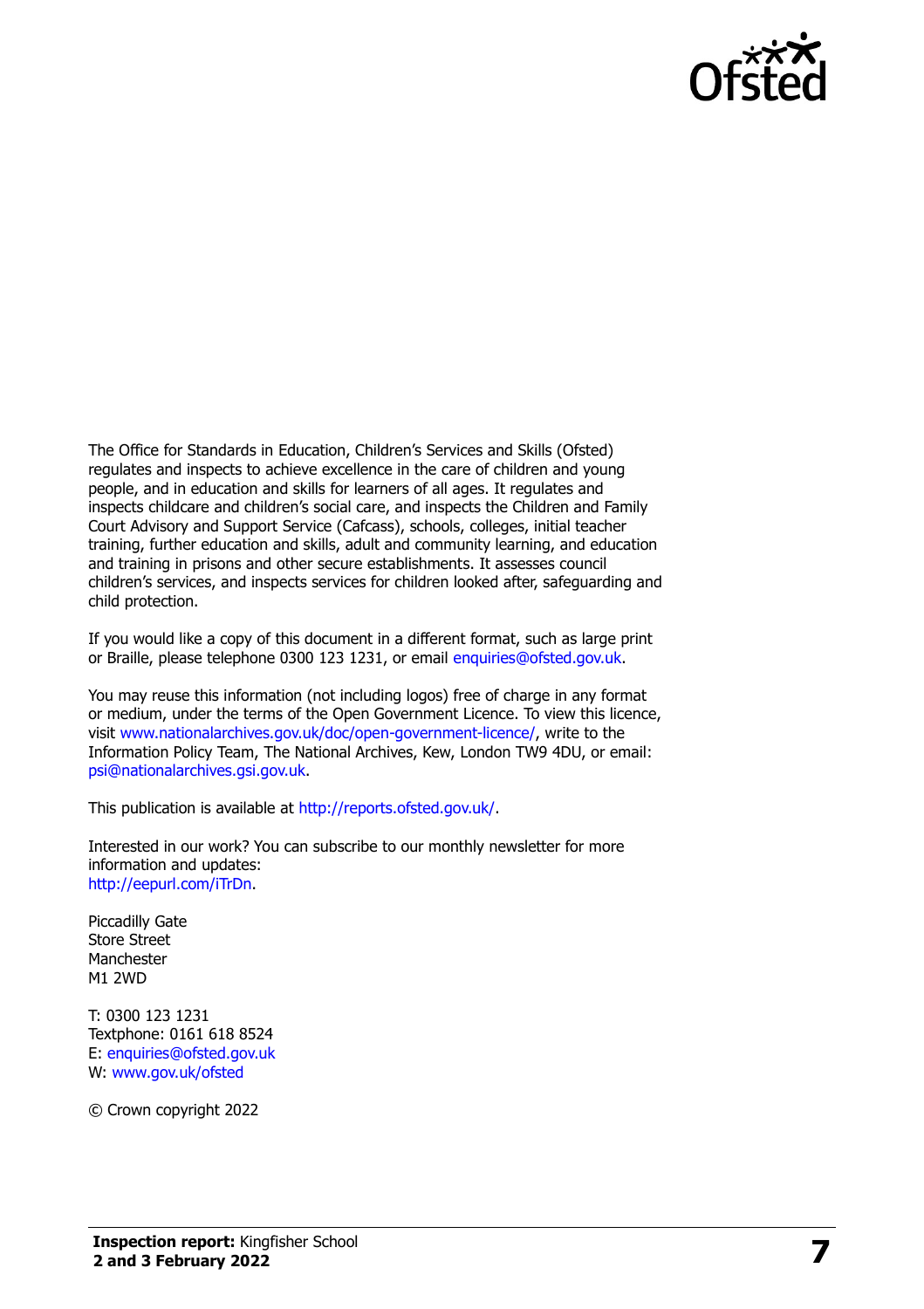The Office for Standards in Education, Children's Services and Skills (Ofsted) regulates and inspects to achieve excellence in the care of children and young people, and in education and skills for learners of all ages. It regulates and inspects childcare and children's social care, and inspects the Children and Family Court Advisory and Support Service (Cafcass), schools, colleges, initial teacher training, further education and skills, adult and community learning, and education and training in prisons and other secure establishments. It assesses council children's services, and inspects services for children looked after, safeguarding and child protection.

If you would like a copy of this document in a different format, such as large print or Braille, please telephone 0300 123 1231, or email enquiries@ofsted.gov.uk.

You may reuse this information (not including logos) free of charge in any format or medium, under the terms of the Open Government Licence. To view this licence, visit www.nationalarchives.gov.uk/doc/open-government-licence/, write to the Information Policy Team, The National Archives, Kew, London TW9 4DU, or email: psi@nationalarchives.gsi.gov.uk.

This publication is available at http://reports.ofsted.gov.uk/.

Interested in our work? You can subscribe to our monthly newsletter for more information and updates:
http://eepurl.com/iTrDn.

Piccadilly Gate
Store Street
Manchester
M1 2WD

T: 0300 123 1231
Textphone: 0161 618 8524
E: enquiries@ofsted.gov.uk
W: www.gov.uk/ofsted

© Crown copyright 2022